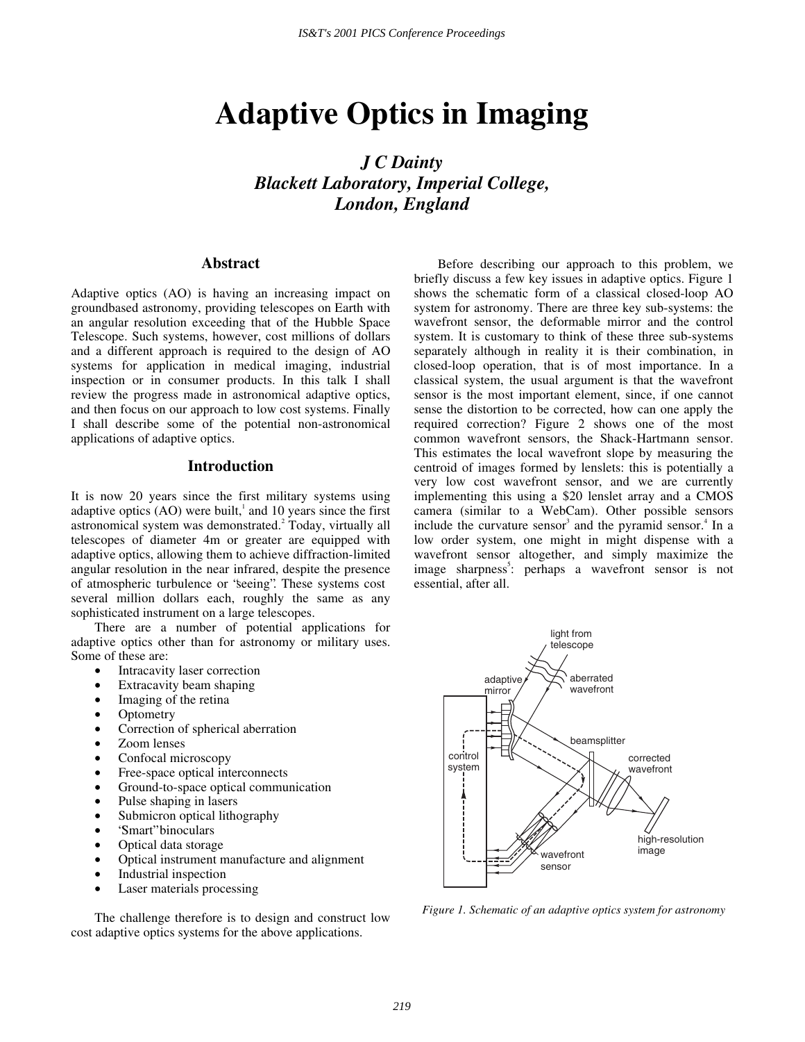# Adaptive Optics in Imaging

***J C Dainty***
***Blackett Laboratory, Imperial College, London, England***

## Abstract

Adaptive optics (AO) is having an increasing impact on groundbased astronomy, providing telescopes on Earth with an angular resolution exceeding that of the Hubble Space Telescope. Such systems, however, cost millions of dollars and a different approach is required to the design of AO systems for application in medical imaging, industrial inspection or in consumer products. In this talk I shall review the progress made in astronomical adaptive optics, and then focus on our approach to low cost systems. Finally I shall describe some of the potential non-astronomical applications of adaptive optics.

## Introduction

It is now 20 years since the first military systems using adaptive optics (AO) were built,[1] and 10 years since the first astronomical system was demonstrated.[2] Today, virtually all telescopes of diameter 4m or greater are equipped with adaptive optics, allowing them to achieve diffraction-limited angular resolution in the near infrared, despite the presence of atmospheric turbulence or "seeing". These systems cost several million dollars each, roughly the same as any sophisticated instrument on a large telescopes.

There are a number of potential applications for adaptive optics other than for astronomy or military uses. Some of these are:

- Intracavity laser correction
- Extracavity beam shaping
- Imaging of the retina
- Optometry
- Correction of spherical aberration
- Zoom lenses
- Confocal microscopy
- Free-space optical interconnects
- Ground-to-space optical communication
- Pulse shaping in lasers
- Submicron optical lithography
- "Smart" binoculars
- Optical data storage
- Optical instrument manufacture and alignment
- Industrial inspection
- Laser materials processing

The challenge therefore is to design and construct low cost adaptive optics systems for the above applications.

Before describing our approach to this problem, we briefly discuss a few key issues in adaptive optics. Figure 1 shows the schematic form of a classical closed-loop AO system for astronomy. There are three key sub-systems: the wavefront sensor, the deformable mirror and the control system. It is customary to think of these three sub-systems separately although in reality it is their combination, in closed-loop operation, that is of most importance. In a classical system, the usual argument is that the wavefront sensor is the most important element, since, if one cannot sense the distortion to be corrected, how can one apply the required correction? Figure 2 shows one of the most common wavefront sensors, the Shack-Hartmann sensor. This estimates the local wavefront slope by measuring the centroid of images formed by lenslets: this is potentially a very low cost wavefront sensor, and we are currently implementing this using a $20 lenslet array and a CMOS camera (similar to a WebCam). Other possible sensors include the curvature sensor[3] and the pyramid sensor.[4] In a low order system, one might in might dispense with a wavefront sensor altogether, and simply maximize the image sharpness[5]: perhaps a wavefront sensor is not essential, after all.

*Figure 1. Schematic of an adaptive optics system for astronomy*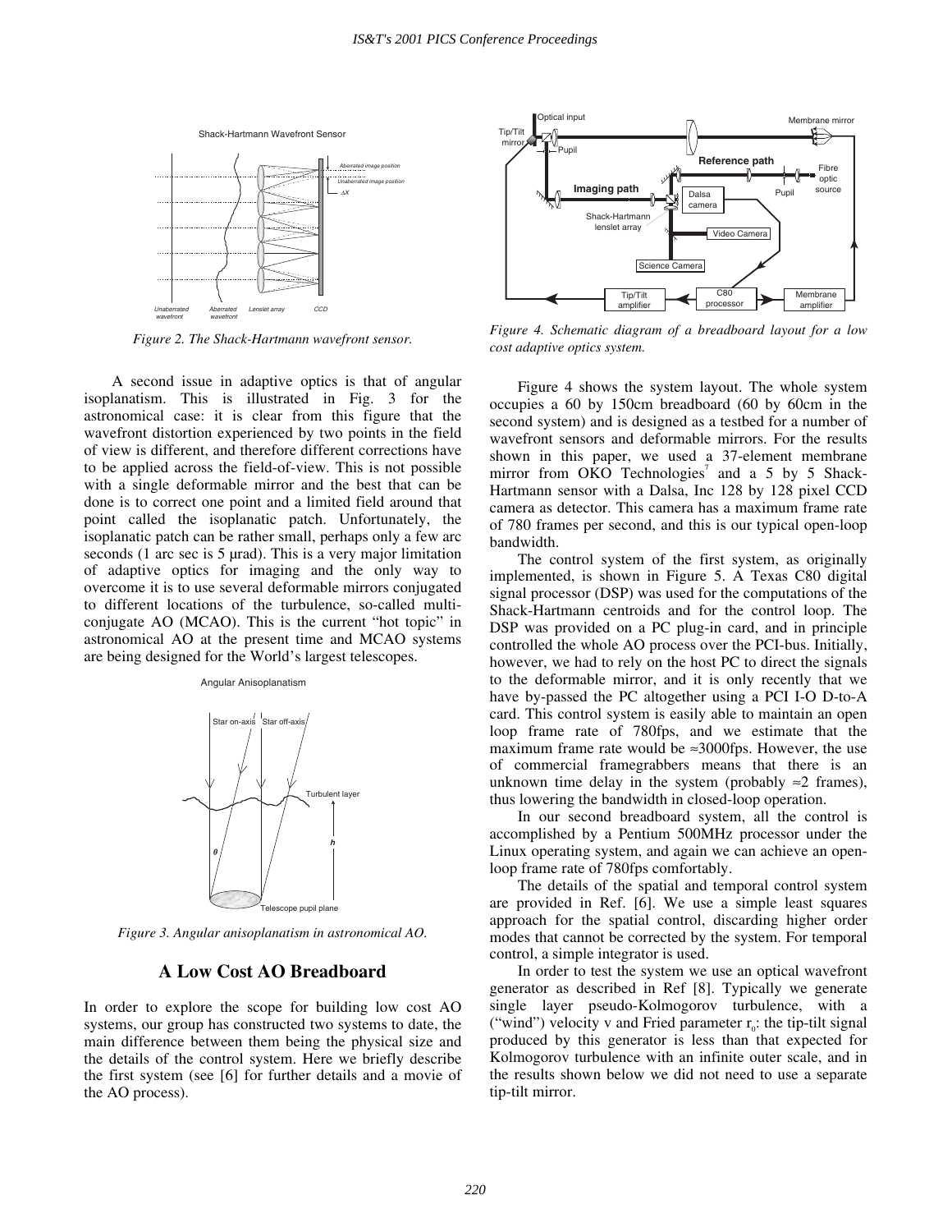Figure 2. The Shack-Hartmann wavefront sensor.

A second issue in adaptive optics is that of angular isoplanatism. This is illustrated in Fig. 3 for the astronomical case: it is clear from this figure that the wavefront distortion experienced by two points in the field of view is different, and therefore different corrections have to be applied across the field-of-view. This is not possible with a single deformable mirror and the best that can be done is to correct one point and a limited field around that point called the isoplanatic patch. Unfortunately, the isoplanatic patch can be rather small, perhaps only a few arc seconds (1 arc sec is 5 μrad). This is a very major limitation of adaptive optics for imaging and the only way to overcome it is to use several deformable mirrors conjugated to different locations of the turbulence, so-called multi-conjugate AO (MCAO). This is the current "hot topic" in astronomical AO at the present time and MCAO systems are being designed for the World's largest telescopes.

Figure 3. Angular anisoplanatism in astronomical AO.

## A Low Cost AO Breadboard

In order to explore the scope for building low cost AO systems, our group has constructed two systems to date, the main difference between them being the physical size and the details of the control system. Here we briefly describe the first system (see [6] for further details and a movie of the AO process).

Figure 4. Schematic diagram of a breadboard layout for a low cost adaptive optics system.

Figure 4 shows the system layout. The whole system occupies a 60 by 150cm breadboard (60 by 60cm in the second system) and is designed as a testbed for a number of wavefront sensors and deformable mirrors. For the results shown in this paper, we used a 37-element membrane mirror from OKO Technologies[7] and a 5 by 5 Shack-Hartmann sensor with a Dalsa, Inc 128 by 128 pixel CCD camera as detector. This camera has a maximum frame rate of 780 frames per second, and this is our typical open-loop bandwidth.

The control system of the first system, as originally implemented, is shown in Figure 5. A Texas C80 digital signal processor (DSP) was used for the computations of the Shack-Hartmann centroids and for the control loop. The DSP was provided on a PC plug-in card, and in principle controlled the whole AO process over the PCI-bus. Initially, however, we had to rely on the host PC to direct the signals to the deformable mirror, and it is only recently that we have by-passed the PC altogether using a PCI I-O D-to-A card. This control system is easily able to maintain an open loop frame rate of 780fps, and we estimate that the maximum frame rate would be ≈3000fps. However, the use of commercial framegrabbers means that there is an unknown time delay in the system (probably ≈2 frames), thus lowering the bandwidth in closed-loop operation.

In our second breadboard system, all the control is accomplished by a Pentium 500MHz processor under the Linux operating system, and again we can achieve an open-loop frame rate of 780fps comfortably.

The details of the spatial and temporal control system are provided in Ref. [6]. We use a simple least squares approach for the spatial control, discarding higher order modes that cannot be corrected by the system. For temporal control, a simple integrator is used.

In order to test the system we use an optical wavefront generator as described in Ref [8]. Typically we generate single layer pseudo-Kolmogorov turbulence, with a ("wind") velocity v and Fried parameter $r_0$: the tip-tilt signal produced by this generator is less than that expected for Kolmogorov turbulence with an infinite outer scale, and in the results shown below we did not need to use a separate tip-tilt mirror.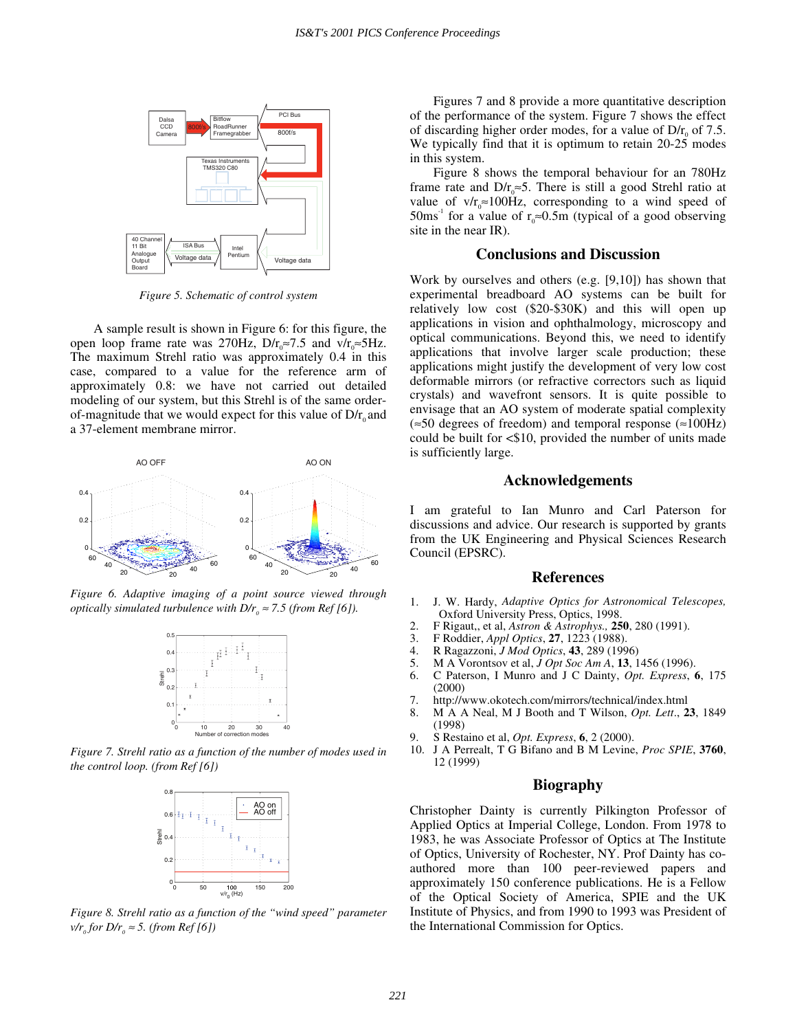Dalsa CCD Camera

800f/s

Bitflow RoadRunner Framegrabber

PCI Bus

800f/s

Texas Instruments TMS320 C80

40 Channel 11 Bit Analogue Output Board

ISA Bus

Voltage data

Intel Pentium

Voltage data

*Figure 5. Schematic of control system*

A sample result is shown in Figure 6: for this figure, the open loop frame rate was 270Hz, $D/r_0 \approx 7.5$ and $v/r_0 \approx 5$Hz. The maximum Strehl ratio was approximately 0.4 in this case, compared to a value for the reference arm of approximately 0.8: we have not carried out detailed modeling of our system, but this Strehl is of the same order-of-magnitude that we would expect for this value of $D/r_0$ and a 37-element membrane mirror.

AO OFF

AO ON

0.4

0.2

0

60

40

20

20

40

60

*Figure 6. Adaptive imaging of a point source viewed through optically simulated turbulence with $D/r_0 \approx 7.5$ (from Ref [6]).*

Strehl

0.5

0.4

0.3

0.2

0.1

0

0

10

20

30

40

Number of correction modes

*Figure 7. Strehl ratio as a function of the number of modes used in the control loop. (from Ref [6])*

Strehl

0.8

0.6

0.4

0.2

0

0

50

100

150

200

$v/r_0$ (Hz)

AO on

AO off

*Figure 8. Strehl ratio as a function of the "wind speed" parameter $v/r_0$ for $D/r_0 \approx 5$. (from Ref [6])*

Figures 7 and 8 provide a more quantitative description of the performance of the system. Figure 7 shows the effect of discarding higher order modes, for a value of $D/r_0$ of 7.5. We typically find that it is optimum to retain 20-25 modes in this system.

Figure 8 shows the temporal behaviour for an 780Hz frame rate and $D/r_0 \approx 5$. There is still a good Strehl ratio at value of $v/r_0 \approx 100$Hz, corresponding to a wind speed of 50ms$^{-1}$ for a value of $r_0 \approx 0.5$m (typical of a good observing site in the near IR).

## Conclusions and Discussion

Work by ourselves and others (e.g. [9,10]) has shown that experimental breadboard AO systems can be built for relatively low cost ($20-$30K) and this will open up applications in vision and ophthalmology, microscopy and optical communications. Beyond this, we need to identify applications that involve larger scale production; these applications might justify the development of very low cost deformable mirrors (or refractive correctors such as liquid crystals) and wavefront sensors. It is quite possible to envisage that an AO system of moderate spatial complexity (≈50 degrees of freedom) and temporal response (≈100Hz) could be built for <$10, provided the number of units made is sufficiently large.

## Acknowledgements

I am grateful to Ian Munro and Carl Paterson for discussions and advice. Our research is supported by grants from the UK Engineering and Physical Sciences Research Council (EPSRC).

## References

1. J. W. Hardy, *Adaptive Optics for Astronomical Telescopes,* Oxford University Press, Optics, 1998.
2. F Rigaut,, et al, *Astron & Astrophys.,* **250**, 280 (1991).
3. F Roddier, *Appl Optics*, **27**, 1223 (1988).
4. R Ragazzoni, *J Mod Optics*, **43**, 289 (1996)
5. M A Vorontsov et al, *J Opt Soc Am A*, **13**, 1456 (1996).
6. C Paterson, I Munro and J C Dainty, *Opt. Express*, **6**, 175 (2000)
7. http://www.okotech.com/mirrors/technical/index.html
8. M A A Neal, M J Booth and T Wilson, *Opt. Lett*., **23**, 1849 (1998)
9. S Restaino et al, *Opt. Express*, **6**, 2 (2000).
10. J A Perrealt, T G Bifano and B M Levine, *Proc SPIE*, **3760**, 12 (1999)

## Biography

Christopher Dainty is currently Pilkington Professor of Applied Optics at Imperial College, London. From 1978 to 1983, he was Associate Professor of Optics at The Institute of Optics, University of Rochester, NY. Prof Dainty has co-authored more than 100 peer-reviewed papers and approximately 150 conference publications. He is a Fellow of the Optical Society of America, SPIE and the UK Institute of Physics, and from 1990 to 1993 was President of the International Commission for Optics.